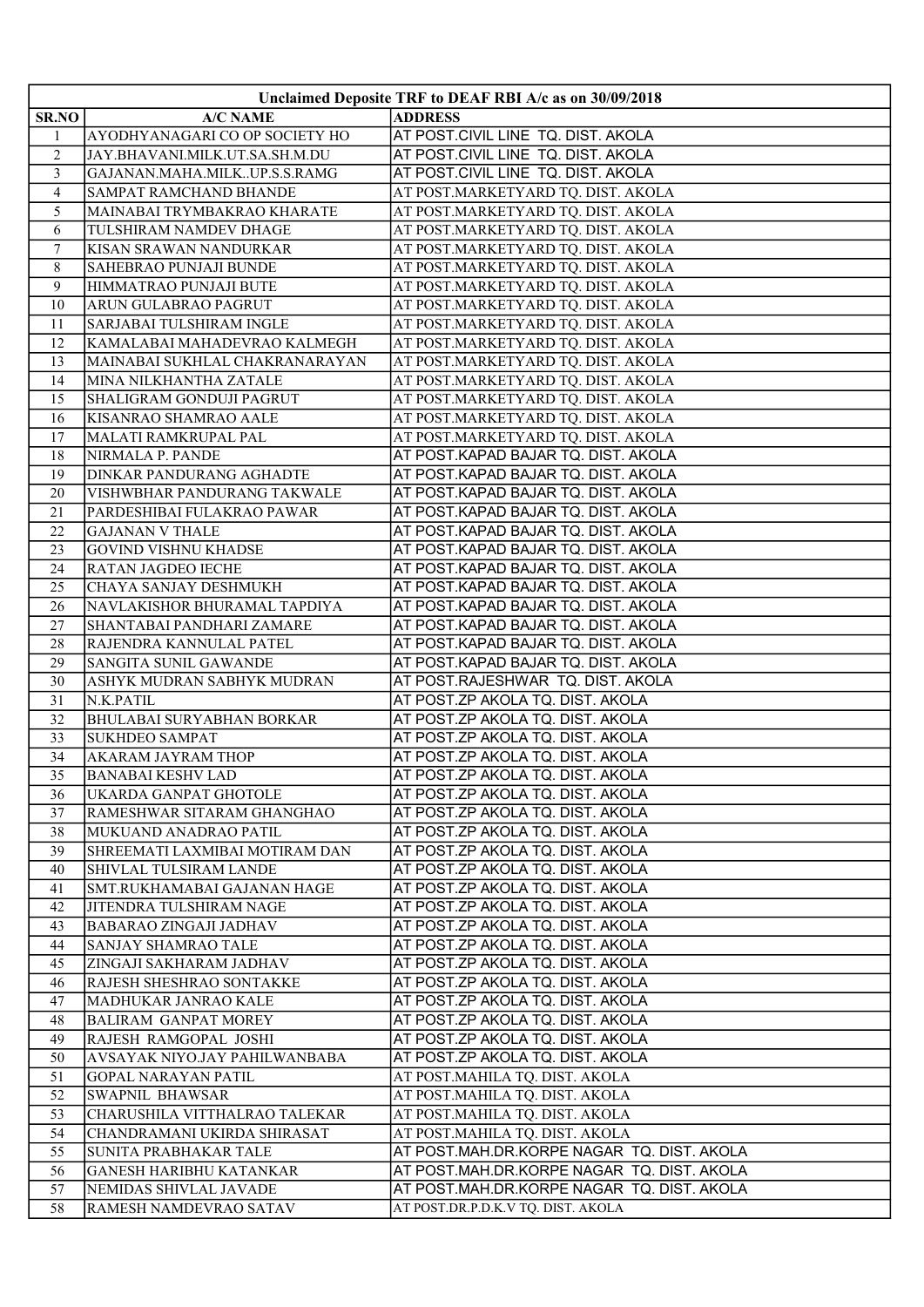| Unclaimed Deposite TRF to DEAF RBI A/c as on 30/09/2018 | | |
|---|---|---|
| SR.NO | A/C NAME | ADDRESS |
| 1 | AYODHYANAGARI CO OP SOCIETY HO | AT POST.CIVIL LINE TQ. DIST. AKOLA |
| 2 | JAY.BHAVANI.MILK.UT.SA.SH.M.DU | AT POST.CIVIL LINE TQ. DIST. AKOLA |
| 3 | GAJANAN.MAHA.MILK..UP.S.S.RAMG | AT POST.CIVIL LINE TQ. DIST. AKOLA |
| 4 | SAMPAT RAMCHAND BHANDE | AT POST.MARKETYARD TQ. DIST. AKOLA |
| 5 | MAINABAI TRYMBAKRAO KHARATE | AT POST.MARKETYARD TQ. DIST. AKOLA |
| 6 | TULSHIRAM NAMDEV DHAGE | AT POST.MARKETYARD TQ. DIST. AKOLA |
| 7 | KISAN SRAWAN NANDURKAR | AT POST.MARKETYARD TQ. DIST. AKOLA |
| 8 | SAHEBRAO PUNJAJI BUNDE | AT POST.MARKETYARD TQ. DIST. AKOLA |
| 9 | HIMMATRAO PUNJAJI BUTE | AT POST.MARKETYARD TQ. DIST. AKOLA |
| 10 | ARUN GULABRAO PAGRUT | AT POST.MARKETYARD TQ. DIST. AKOLA |
| 11 | SARJABAI TULSHIRAM INGLE | AT POST.MARKETYARD TQ. DIST. AKOLA |
| 12 | KAMALABAI MAHADEVRAO KALMEGH | AT POST.MARKETYARD TQ. DIST. AKOLA |
| 13 | MAINABAI SUKHLAL CHAKRANARAYAN | AT POST.MARKETYARD TQ. DIST. AKOLA |
| 14 | MINA NILKHANTHA ZATALE | AT POST.MARKETYARD TQ. DIST. AKOLA |
| 15 | SHALIGRAM GONDUJI PAGRUT | AT POST.MARKETYARD TQ. DIST. AKOLA |
| 16 | KISANRAO SHAMRAO AALE | AT POST.MARKETYARD TQ. DIST. AKOLA |
| 17 | MALATI RAMKRUPAL PAL | AT POST.MARKETYARD TQ. DIST. AKOLA |
| 18 | NIRMALA P. PANDE | AT POST.KAPAD BAJAR TQ. DIST. AKOLA |
| 19 | DINKAR PANDURANG AGHADTE | AT POST.KAPAD BAJAR TQ. DIST. AKOLA |
| 20 | VISHWBHAR PANDURANG TAKWALE | AT POST.KAPAD BAJAR TQ. DIST. AKOLA |
| 21 | PARDESHIBAI FULAKRAO PAWAR | AT POST.KAPAD BAJAR TQ. DIST. AKOLA |
| 22 | GAJANAN V THALE | AT POST.KAPAD BAJAR TQ. DIST. AKOLA |
| 23 | GOVIND VISHNU KHADSE | AT POST.KAPAD BAJAR TQ. DIST. AKOLA |
| 24 | RATAN JAGDEO IECHE | AT POST.KAPAD BAJAR TQ. DIST. AKOLA |
| 25 | CHAYA SANJAY DESHMUKH | AT POST.KAPAD BAJAR TQ. DIST. AKOLA |
| 26 | NAVLAKISHOR BHURAMAL TAPDIYA | AT POST.KAPAD BAJAR TQ. DIST. AKOLA |
| 27 | SHANTABAI PANDHARI ZAMARE | AT POST.KAPAD BAJAR TQ. DIST. AKOLA |
| 28 | RAJENDRA KANNULAL PATEL | AT POST.KAPAD BAJAR TQ. DIST. AKOLA |
| 29 | SANGITA SUNIL GAWANDE | AT POST.KAPAD BAJAR TQ. DIST. AKOLA |
| 30 | ASHYK MUDRAN SABHYK MUDRAN | AT POST.RAJESHWAR TQ. DIST. AKOLA |
| 31 | N.K.PATIL | AT POST.ZP AKOLA TQ. DIST. AKOLA |
| 32 | BHULABAI SURYABHAN BORKAR | AT POST.ZP AKOLA TQ. DIST. AKOLA |
| 33 | SUKHDEO SAMPAT | AT POST.ZP AKOLA TQ. DIST. AKOLA |
| 34 | AKARAM JAYRAM THOP | AT POST.ZP AKOLA TQ. DIST. AKOLA |
| 35 | BANABAI KESHV LAD | AT POST.ZP AKOLA TQ. DIST. AKOLA |
| 36 | UKARDA GANPAT GHOTOLE | AT POST.ZP AKOLA TQ. DIST. AKOLA |
| 37 | RAMESHWAR SITARAM GHANGHAO | AT POST.ZP AKOLA TQ. DIST. AKOLA |
| 38 | MUKUAND ANADRAO PATIL | AT POST.ZP AKOLA TQ. DIST. AKOLA |
| 39 | SHREEMATI LAXMIBAI MOTIRAM DAN | AT POST.ZP AKOLA TQ. DIST. AKOLA |
| 40 | SHIVLAL TULSIRAM LANDE | AT POST.ZP AKOLA TQ. DIST. AKOLA |
| 41 | SMT.RUKHAMABAI GAJANAN HAGE | AT POST.ZP AKOLA TQ. DIST. AKOLA |
| 42 | JITENDRA TULSHIRAM NAGE | AT POST.ZP AKOLA TQ. DIST. AKOLA |
| 43 | BABARAO ZINGAJI JADHAV | AT POST.ZP AKOLA TQ. DIST. AKOLA |
| 44 | SANJAY SHAMRAO TALE | AT POST.ZP AKOLA TQ. DIST. AKOLA |
| 45 | ZINGAJI SAKHARAM JADHAV | AT POST.ZP AKOLA TQ. DIST. AKOLA |
| 46 | RAJESH SHESHRAO SONTAKKE | AT POST.ZP AKOLA TQ. DIST. AKOLA |
| 47 | MADHUKAR JANRAO KALE | AT POST.ZP AKOLA TQ. DIST. AKOLA |
| 48 | BALIRAM GANPAT MOREY | AT POST.ZP AKOLA TQ. DIST. AKOLA |
| 49 | RAJESH RAMGOPAL JOSHI | AT POST.ZP AKOLA TQ. DIST. AKOLA |
| 50 | AVSAYAK NIYO.JAY PAHILWANBABA | AT POST.ZP AKOLA TQ. DIST. AKOLA |
| 51 | GOPAL NARAYAN PATIL | AT POST.MAHILA TQ. DIST. AKOLA |
| 52 | SWAPNIL BHAWSAR | AT POST.MAHILA TQ. DIST. AKOLA |
| 53 | CHARUSHILA VITTHALRAO TALEKAR | AT POST.MAHILA TQ. DIST. AKOLA |
| 54 | CHANDRAMANI UKIRDA SHIRASAT | AT POST.MAHILA TQ. DIST. AKOLA |
| 55 | SUNITA PRABHAKAR TALE | AT POST.MAH.DR.KORPE NAGAR TQ. DIST. AKOLA |
| 56 | GANESH HARIBHU KATANKAR | AT POST.MAH.DR.KORPE NAGAR TQ. DIST. AKOLA |
| 57 | NEMIDAS SHIVLAL JAVADE | AT POST.MAH.DR.KORPE NAGAR TQ. DIST. AKOLA |
| 58 | RAMESH NAMDEVRAO SATAV | AT POST.DR.P.D.K.V TQ. DIST. AKOLA |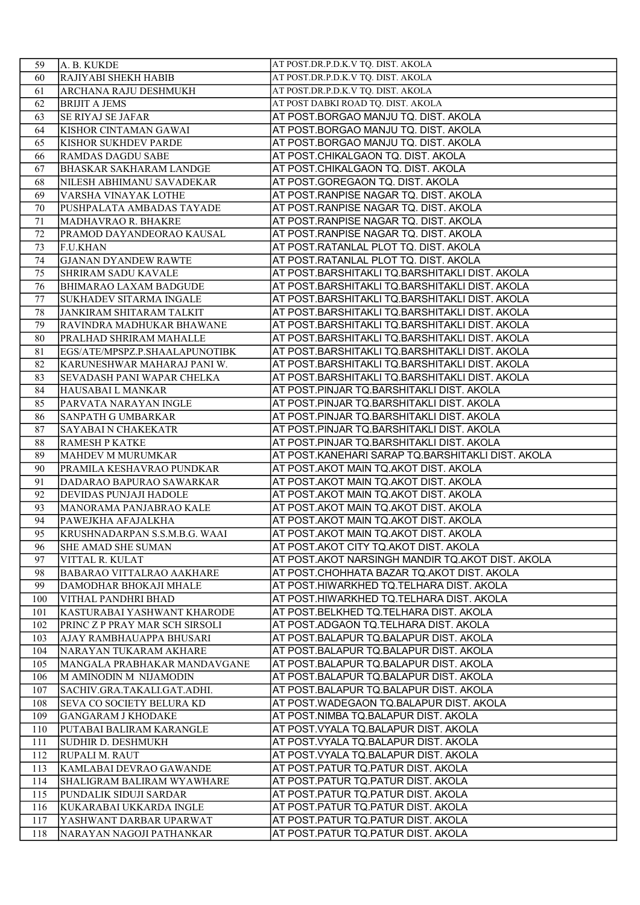| 59 | A. B. KUKDE | AT POST.DR.P.D.K.V TQ. DIST. AKOLA |
|---|---|---|
| 60 | RAJIYABI SHEKH HABIB | AT POST.DR.P.D.K.V TQ. DIST. AKOLA |
| 61 | ARCHANA RAJU DESHMUKH | AT POST.DR.P.D.K.V TQ. DIST. AKOLA |
| 62 | BRIJIT A JEMS | AT POST DABKI ROAD TQ. DIST. AKOLA |
| 63 | SE RIYAJ SE JAFAR | AT POST.BORGAO MANJU TQ. DIST. AKOLA |
| 64 | KISHOR CINTAMAN GAWAI | AT POST.BORGAO MANJU TQ. DIST. AKOLA |
| 65 | KISHOR SUKHDEV PARDE | AT POST.BORGAO MANJU TQ. DIST. AKOLA |
| 66 | RAMDAS DAGDU SABE | AT POST.CHIKALGAON TQ. DIST. AKOLA |
| 67 | BHASKAR SAKHARAM LANDGE | AT POST.CHIKALGAON TQ. DIST. AKOLA |
| 68 | NILESH ABHIMANU SAVADEKAR | AT POST.GOREGAON TQ. DIST. AKOLA |
| 69 | VARSHA VINAYAK LOTHE | AT POST.RANPISE NAGAR TQ. DIST. AKOLA |
| 70 | PUSHPALATA AMBADAS TAYADE | AT POST.RANPISE NAGAR TQ. DIST. AKOLA |
| 71 | MADHAVRAO R. BHAKRE | AT POST.RANPISE NAGAR TQ. DIST. AKOLA |
| 72 | PRAMOD DAYANDEORAO KAUSAL | AT POST.RANPISE NAGAR TQ. DIST. AKOLA |
| 73 | F.U.KHAN | AT POST.RATANLAL PLOT TQ. DIST. AKOLA |
| 74 | GJANAN DYANDEW RAWTE | AT POST.RATANLAL PLOT TQ. DIST. AKOLA |
| 75 | SHRIRAM SADU KAVALE | AT POST.BARSHITAKLI TQ.BARSHITAKLI DIST. AKOLA |
| 76 | BHIMARAO LAXAM BADGUDE | AT POST.BARSHITAKLI TQ.BARSHITAKLI DIST. AKOLA |
| 77 | SUKHADEV SITARMA INGALE | AT POST.BARSHITAKLI TQ.BARSHITAKLI DIST. AKOLA |
| 78 | JANKIRAM SHITARAM TALKIT | AT POST.BARSHITAKLI TQ.BARSHITAKLI DIST. AKOLA |
| 79 | RAVINDRA MADHUKAR BHAWANE | AT POST.BARSHITAKLI TQ.BARSHITAKLI DIST. AKOLA |
| 80 | PRALHAD SHRIRAM MAHALLE | AT POST.BARSHITAKLI TQ.BARSHITAKLI DIST. AKOLA |
| 81 | EGS/ATE/MPSPZ.P.SHAALAPUNOTIBK | AT POST.BARSHITAKLI TQ.BARSHITAKLI DIST. AKOLA |
| 82 | KARUNESHWAR MAHARAJ PANI W. | AT POST.BARSHITAKLI TQ.BARSHITAKLI DIST. AKOLA |
| 83 | SEVADASH PANI WAPAR CHELKA | AT POST.BARSHITAKLI TQ.BARSHITAKLI DIST. AKOLA |
| 84 | HAUSABAI L MANKAR | AT POST.PINJAR TQ.BARSHITAKLI DIST. AKOLA |
| 85 | PARVATA NARAYAN INGLE | AT POST.PINJAR TQ.BARSHITAKLI DIST. AKOLA |
| 86 | SANPATH G UMBARKAR | AT POST.PINJAR TQ.BARSHITAKLI DIST. AKOLA |
| 87 | SAYABAI N CHAKEKATR | AT POST.PINJAR TQ.BARSHITAKLI DIST. AKOLA |
| 88 | RAMESH P KATKE | AT POST.PINJAR TQ.BARSHITAKLI DIST. AKOLA |
| 89 | MAHDEV M MURUMKAR | AT POST.KANEHARI SARAP TQ.BARSHITAKLI DIST. AKOLA |
| 90 | PRAMILA KESHAVRAO PUNDKAR | AT POST.AKOT MAIN TQ.AKOT DIST. AKOLA |
| 91 | DADARAO BAPURAO SAWARKAR | AT POST.AKOT MAIN TQ.AKOT DIST. AKOLA |
| 92 | DEVIDAS PUNJAJI HADOLE | AT POST.AKOT MAIN TQ.AKOT DIST. AKOLA |
| 93 | MANORAMA PANJABRAO KALE | AT POST.AKOT MAIN TQ.AKOT DIST. AKOLA |
| 94 | PAWEJKHA AFAJALKHA | AT POST.AKOT MAIN TQ.AKOT DIST. AKOLA |
| 95 | KRUSHNADARPAN S.S.M.B.G. WAAI | AT POST.AKOT MAIN TQ.AKOT DIST. AKOLA |
| 96 | SHE AMAD SHE SUMAN | AT POST.AKOT CITY TQ.AKOT DIST. AKOLA |
| 97 | VITTAL R. KULAT | AT POST.AKOT NARSINGH MANDIR TQ.AKOT DIST. AKOLA |
| 98 | BABARAO VITTALRAO AAKHARE | AT POST.CHOHHATA BAZAR TQ.AKOT DIST. AKOLA |
| 99 | DAMODHAR BHOKAJI MHALE | AT POST.HIWARKHED TQ.TELHARA DIST. AKOLA |
| 100 | VITHAL PANDHRI BHAD | AT POST.HIWARKHED TQ.TELHARA DIST. AKOLA |
| 101 | KASTURABAI YASHWANT KHARODE | AT POST.BELKHED TQ.TELHARA DIST. AKOLA |
| 102 | PRINC Z P PRAY MAR SCH SIRSOLI | AT POST.ADGAON TQ.TELHARA DIST. AKOLA |
| 103 | AJAY RAMBHAUAPPA BHUSARI | AT POST.BALAPUR TQ.BALAPUR DIST. AKOLA |
| 104 | NARAYAN TUKARAM AKHARE | AT POST.BALAPUR TQ.BALAPUR DIST. AKOLA |
| 105 | MANGALA PRABHAKAR MANDAVGANE | AT POST.BALAPUR TQ.BALAPUR DIST. AKOLA |
| 106 | M AMINODIN M NIJAMODIN | AT POST.BALAPUR TQ.BALAPUR DIST. AKOLA |
| 107 | SACHIV.GRA.TAKALI.GAT.ADHI. | AT POST.BALAPUR TQ.BALAPUR DIST. AKOLA |
| 108 | SEVA CO SOCIETY BELURA KD | AT POST.WADEGAON TQ.BALAPUR DIST. AKOLA |
| 109 | GANGARAM J KHODAKE | AT POST.NIMBA TQ.BALAPUR DIST. AKOLA |
| 110 | PUTABAI BALIRAM KARANGLE | AT POST.VYALA TQ.BALAPUR DIST. AKOLA |
| 111 | SUDHIR D. DESHMUKH | AT POST.VYALA TQ.BALAPUR DIST. AKOLA |
| 112 | RUPALI M. RAUT | AT POST.VYALA TQ.BALAPUR DIST. AKOLA |
| 113 | KAMLABAI DEVRAO GAWANDE | AT POST.PATUR TQ.PATUR DIST. AKOLA |
| 114 | SHALIGRAM BALIRAM WYAWHARE | AT POST.PATUR TQ.PATUR DIST. AKOLA |
| 115 | PUNDALIK SIDUJI SARDAR | AT POST.PATUR TQ.PATUR DIST. AKOLA |
| 116 | KUKARABAI UKKARDA INGLE | AT POST.PATUR TQ.PATUR DIST. AKOLA |
| 117 | YASHWANT DARBAR UPARWAT | AT POST.PATUR TQ.PATUR DIST. AKOLA |
| 118 | NARAYAN NAGOJI PATHANKAR | AT POST.PATUR TQ.PATUR DIST. AKOLA |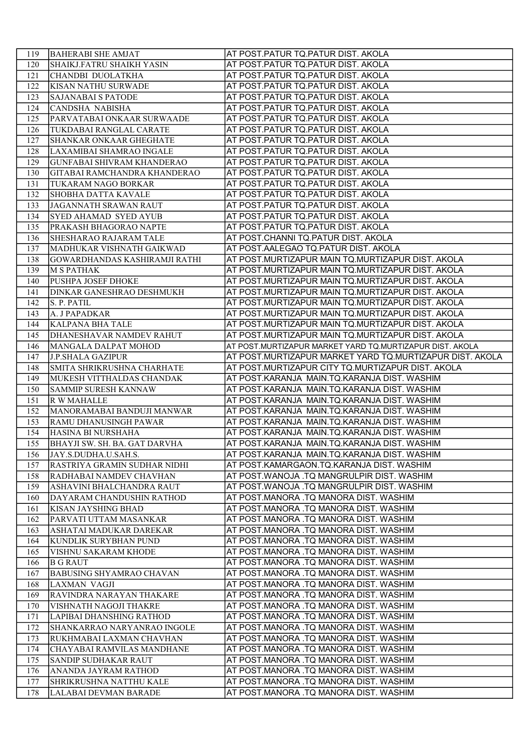| 119 | BAHERABI SHE AMJAT | AT POST.PATUR TQ.PATUR DIST. AKOLA |
|---|---|---|
| 120 | SHAIKJ.FATRU SHAIKH YASIN | AT POST.PATUR TQ.PATUR DIST. AKOLA |
| 121 | CHANDBI DUOLATKHA | AT POST.PATUR TQ.PATUR DIST. AKOLA |
| 122 | KISAN NATHU SURWADE | AT POST.PATUR TQ.PATUR DIST. AKOLA |
| 123 | SAJANABAI S PATODE | AT POST.PATUR TQ.PATUR DIST. AKOLA |
| 124 | CANDSHA NABISHA | AT POST.PATUR TQ.PATUR DIST. AKOLA |
| 125 | PARVATABAI ONKAAR SURWAADE | AT POST.PATUR TQ.PATUR DIST. AKOLA |
| 126 | TUKDABAI RANGLAL CARATE | AT POST.PATUR TQ.PATUR DIST. AKOLA |
| 127 | SHANKAR ONKAAR GHEGHATE | AT POST.PATUR TQ.PATUR DIST. AKOLA |
| 128 | LAXAMIBAI SHAMRAO INGALE | AT POST.PATUR TQ.PATUR DIST. AKOLA |
| 129 | GUNFABAI SHIVRAM KHANDERAO | AT POST.PATUR TQ.PATUR DIST. AKOLA |
| 130 | GITABAI RAMCHANDRA KHANDERAO | AT POST.PATUR TQ.PATUR DIST. AKOLA |
| 131 | TUKARAM NAGO BORKAR | AT POST.PATUR TQ.PATUR DIST. AKOLA |
| 132 | SHOBHA DATTA KAVALE | AT POST.PATUR TQ.PATUR DIST. AKOLA |
| 133 | JAGANNATH SRAWAN RAUT | AT POST.PATUR TQ.PATUR DIST. AKOLA |
| 134 | SYED AHAMAD SYED AYUB | AT POST.PATUR TQ.PATUR DIST. AKOLA |
| 135 | PRAKASH BHAGORAO NAPTE | AT POST.PATUR TQ.PATUR DIST. AKOLA |
| 136 | SHESHARAO RAJARAM TALE | AT POST.CHANNI TQ.PATUR DIST. AKOLA |
| 137 | MADHUKAR VISHNATH GAIKWAD | AT POST.AALEGAO TQ.PATUR DIST. AKOLA |
| 138 | GOWARDHANDAS KASHIRAMJI RATHI | AT POST.MURTIZAPUR MAIN TQ.MURTIZAPUR DIST. AKOLA |
| 139 | M S PATHAK | AT POST.MURTIZAPUR MAIN TQ.MURTIZAPUR DIST. AKOLA |
| 140 | PUSHPA JOSEF DHOKE | AT POST.MURTIZAPUR MAIN TQ.MURTIZAPUR DIST. AKOLA |
| 141 | DINKAR GANESHRAO DESHMUKH | AT POST.MURTIZAPUR MAIN TQ.MURTIZAPUR DIST. AKOLA |
| 142 | S. P. PATIL | AT POST.MURTIZAPUR MAIN TQ.MURTIZAPUR DIST. AKOLA |
| 143 | A. J PAPADKAR | AT POST.MURTIZAPUR MAIN TQ.MURTIZAPUR DIST. AKOLA |
| 144 | KALPANA BHA TALE | AT POST.MURTIZAPUR MAIN TQ.MURTIZAPUR DIST. AKOLA |
| 145 | DHANESHAVAR NAMDEV RAHUT | AT POST.MURTIZAPUR MAIN TQ.MURTIZAPUR DIST. AKOLA |
| 146 | MANGALA DALPAT MOHOD | AT POST.MURTIZAPUR MARKET YARD TQ.MURTIZAPUR DIST. AKOLA |
| 147 | J.P.SHALA GAZIPUR | AT POST.MURTIZAPUR MARKET YARD TQ.MURTIZAPUR DIST. AKOLA |
| 148 | SMITA SHRIKRUSHNA CHARHATE | AT POST.MURTIZAPUR CITY TQ.MURTIZAPUR DIST. AKOLA |
| 149 | MUKESH VITTHALDAS CHANDAK | AT POST.KARANJA MAIN.TQ.KARANJA DIST. WASHIM |
| 150 | SAMMIP SURESH KANNAW | AT POST.KARANJA MAIN.TQ.KARANJA DIST. WASHIM |
| 151 | R W MAHALLE | AT POST.KARANJA MAIN.TQ.KARANJA DIST. WASHIM |
| 152 | MANORAMABAI BANDUJI MANWAR | AT POST.KARANJA MAIN.TQ.KARANJA DIST. WASHIM |
| 153 | RAMU DHANUSINGH PAWAR | AT POST.KARANJA MAIN.TQ.KARANJA DIST. WASHIM |
| 154 | HASINA BI NURSHAHA | AT POST.KARANJA MAIN.TQ.KARANJA DIST. WASHIM |
| 155 | BHAYJI SW. SH. BA. GAT DARVHA | AT POST.KARANJA MAIN.TQ.KARANJA DIST. WASHIM |
| 156 | JAY.S.DUDHA.U.SAH.S. | AT POST.KARANJA MAIN.TQ.KARANJA DIST. WASHIM |
| 157 | RASTRIYA GRAMIN SUDHAR NIDHI | AT POST.KAMARGAON.TQ.KARANJA DIST. WASHIM |
| 158 | RADHABAI NAMDEV CHAVHAN | AT POST.WANOJA .TQ MANGRULPIR DIST. WASHIM |
| 159 | ASHAVINI BHALCHANDRA RAUT | AT POST.WANOJA .TQ MANGRULPIR DIST. WASHIM |
| 160 | DAYARAM CHANDUSHIN RATHOD | AT POST.MANORA .TQ MANORA DIST. WASHIM |
| 161 | KISAN JAYSHING BHAD | AT POST.MANORA .TQ MANORA DIST. WASHIM |
| 162 | PARVATI UTTAM MASANKAR | AT POST.MANORA .TQ MANORA DIST. WASHIM |
| 163 | ASHATAI MADUKAR DAREKAR | AT POST.MANORA .TQ MANORA DIST. WASHIM |
| 164 | KUNDLIK SURYBHAN PUND | AT POST.MANORA .TQ MANORA DIST. WASHIM |
| 165 | VISHNU SAKARAM KHODE | AT POST.MANORA .TQ MANORA DIST. WASHIM |
| 166 | B G RAUT | AT POST.MANORA .TQ MANORA DIST. WASHIM |
| 167 | BABUSING SHYAMRAO CHAVAN | AT POST.MANORA .TQ MANORA DIST. WASHIM |
| 168 | LAXMAN VAGJI | AT POST.MANORA .TQ MANORA DIST. WASHIM |
| 169 | RAVINDRA NARAYAN THAKARE | AT POST.MANORA .TQ MANORA DIST. WASHIM |
| 170 | VISHNATH NAGOJI THAKRE | AT POST.MANORA .TQ MANORA DIST. WASHIM |
| 171 | LAPIBAI DHANSHING RATHOD | AT POST.MANORA .TQ MANORA DIST. WASHIM |
| 172 | SHANKARRAO NARYANRAO INGOLE | AT POST.MANORA .TQ MANORA DIST. WASHIM |
| 173 | RUKHMABAI LAXMAN CHAVHAN | AT POST.MANORA .TQ MANORA DIST. WASHIM |
| 174 | CHAYABAI RAMVILAS MANDHANE | AT POST.MANORA .TQ MANORA DIST. WASHIM |
| 175 | SANDIP SUDHAKAR RAUT | AT POST.MANORA .TQ MANORA DIST. WASHIM |
| 176 | ANANDA JAYRAM RATHOD | AT POST.MANORA .TQ MANORA DIST. WASHIM |
| 177 | SHRIKRUSHNA NATTHU KALE | AT POST.MANORA .TQ MANORA DIST. WASHIM |
| 178 | LALABAI DEVMAN BARADE | AT POST.MANORA .TQ MANORA DIST. WASHIM |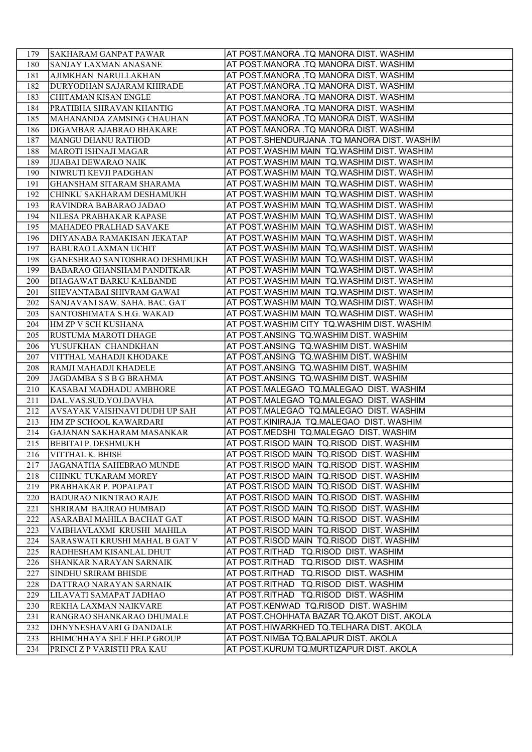| | | |
|---|---|---|
| 179 | SAKHARAM GANPAT PAWAR | AT POST.MANORA .TQ MANORA DIST. WASHIM |
| 180 | SANJAY LAXMAN ANASANE | AT POST.MANORA .TQ MANORA DIST. WASHIM |
| 181 | AJIMKHAN NARULLAKHAN | AT POST.MANORA .TQ MANORA DIST. WASHIM |
| 182 | DURYODHAN SAJARAM KHIRADE | AT POST.MANORA .TQ MANORA DIST. WASHIM |
| 183 | CHITAMAN KISAN ENGLE | AT POST.MANORA .TQ MANORA DIST. WASHIM |
| 184 | PRATIBHA SHRAVAN KHANTIG | AT POST.MANORA .TQ MANORA DIST. WASHIM |
| 185 | MAHANANDA ZAMSING CHAUHAN | AT POST.MANORA .TQ MANORA DIST. WASHIM |
| 186 | DIGAMBAR AJABRAO BHAKARE | AT POST.MANORA .TQ MANORA DIST. WASHIM |
| 187 | MANGU DHANU RATHOD | AT POST.SHENDURJANA .TQ MANORA DIST. WASHIM |
| 188 | MAROTI ISHNAJI MAGAR | AT POST.WASHIM MAIN TQ.WASHIM DIST. WASHIM |
| 189 | JIJABAI DEWARAO NAIK | AT POST.WASHIM MAIN TQ.WASHIM DIST. WASHIM |
| 190 | NIWRUTI KEVJI PADGHAN | AT POST.WASHIM MAIN TQ.WASHIM DIST. WASHIM |
| 191 | GHANSHAM SITARAM SHARAMA | AT POST.WASHIM MAIN TQ.WASHIM DIST. WASHIM |
| 192 | CHINKU SAKHARAM DESHAMUKH | AT POST.WASHIM MAIN TQ.WASHIM DIST. WASHIM |
| 193 | RAVINDRA BABARAO JADAO | AT POST.WASHIM MAIN TQ.WASHIM DIST. WASHIM |
| 194 | NILESA PRABHAKAR KAPASE | AT POST.WASHIM MAIN TQ.WASHIM DIST. WASHIM |
| 195 | MAHADEO PRALHAD SAVAKE | AT POST.WASHIM MAIN TQ.WASHIM DIST. WASHIM |
| 196 | DHYANABA RAMAKISAN JEKATAP | AT POST.WASHIM MAIN TQ.WASHIM DIST. WASHIM |
| 197 | BABURAO LAXMAN UCHIT | AT POST.WASHIM MAIN TQ.WASHIM DIST. WASHIM |
| 198 | GANESHRAO SANTOSHRAO DESHMUKH | AT POST.WASHIM MAIN TQ.WASHIM DIST. WASHIM |
| 199 | BABARAO GHANSHAM PANDITKAR | AT POST.WASHIM MAIN TQ.WASHIM DIST. WASHIM |
| 200 | BHAGAWAT BARKU KALBANDE | AT POST.WASHIM MAIN TQ.WASHIM DIST. WASHIM |
| 201 | SHEVANTABAI SHIVRAM GAWAI | AT POST.WASHIM MAIN TQ.WASHIM DIST. WASHIM |
| 202 | SANJAVANI SAW. SAHA. BAC. GAT | AT POST.WASHIM MAIN TQ.WASHIM DIST. WASHIM |
| 203 | SANTOSHIMATA S.H.G. WAKAD | AT POST.WASHIM MAIN TQ.WASHIM DIST. WASHIM |
| 204 | HM ZP V SCH KUSHANA | AT POST.WASHIM CITY TQ.WASHIM DIST. WASHIM |
| 205 | RUSTUMA MAROTI DHAGE | AT POST.ANSING TQ.WASHIM DIST. WASHIM |
| 206 | YUSUFKHAN CHANDKHAN | AT POST.ANSING TQ.WASHIM DIST. WASHIM |
| 207 | VITTHAL MAHADJI KHODAKE | AT POST.ANSING TQ.WASHIM DIST. WASHIM |
| 208 | RAMJI MAHADJI KHADELE | AT POST.ANSING TQ.WASHIM DIST. WASHIM |
| 209 | JAGDAMBA S S B G BRAHMA | AT POST.ANSING TQ.WASHIM DIST. WASHIM |
| 210 | KASABAI MADHADU AMBHORE | AT POST.MALEGAO TQ.MALEGAO DIST. WASHIM |
| 211 | DAL.VAS.SUD.YOJ.DAVHA | AT POST.MALEGAO TQ.MALEGAO DIST. WASHIM |
| 212 | AVSAYAK VAISHNAVI DUDH UP SAH | AT POST.MALEGAO TQ.MALEGAO DIST. WASHIM |
| 213 | HM ZP SCHOOL KAWARDARI | AT POST.KINIRAJA TQ.MALEGAO DIST. WASHIM |
| 214 | GAJANAN SAKHARAM MASANKAR | AT POST.MEDSHI TQ.MALEGAO DIST. WASHIM |
| 215 | BEBITAI P. DESHMUKH | AT POST.RISOD MAIN TQ.RISOD DIST. WASHIM |
| 216 | VITTHAL K. BHISE | AT POST.RISOD MAIN TQ.RISOD DIST. WASHIM |
| 217 | JAGANATHA SAHEBRAO MUNDE | AT POST.RISOD MAIN TQ.RISOD DIST. WASHIM |
| 218 | CHINKU TUKARAM MOREY | AT POST.RISOD MAIN TQ.RISOD DIST. WASHIM |
| 219 | PRABHAKAR P. POPALPAT | AT POST.RISOD MAIN TQ.RISOD DIST. WASHIM |
| 220 | BADURAO NIKNTRAO RAJE | AT POST.RISOD MAIN TQ.RISOD DIST. WASHIM |
| 221 | SHRIRAM BAJIRAO HUMBAD | AT POST.RISOD MAIN TQ.RISOD DIST. WASHIM |
| 222 | ASARABAI MAHILA BACHAT GAT | AT POST.RISOD MAIN TQ.RISOD DIST. WASHIM |
| 223 | VAIBHAVLAXMI KRUSHI MAHILA | AT POST.RISOD MAIN TQ.RISOD DIST. WASHIM |
| 224 | SARASWATI KRUSHI MAHAL B GAT V | AT POST.RISOD MAIN TQ.RISOD DIST. WASHIM |
| 225 | RADHESHAM KISANLAL DHUT | AT POST.RITHAD TQ.RISOD DIST. WASHIM |
| 226 | SHANKAR NARAYAN SARNAIK | AT POST.RITHAD TQ.RISOD DIST. WASHIM |
| 227 | SINDHU SRIRAM BHISDE | AT POST.RITHAD TQ.RISOD DIST. WASHIM |
| 228 | DATTRAO NARAYAN SARNAIK | AT POST.RITHAD TQ.RISOD DIST. WASHIM |
| 229 | LILAVATI SAMAPAT JADHAO | AT POST.RITHAD TQ.RISOD DIST. WASHIM |
| 230 | REKHA LAXMAN NAIKVARE | AT POST.KENWAD TQ.RISOD DIST. WASHIM |
| 231 | RANGRAO SHANKARAO DHUMALE | AT POST.CHOHHATA BAZAR TQ.AKOT DIST. AKOLA |
| 232 | DHNYNESHAVARI G DANDALE | AT POST.HIWARKHED TQ.TELHARA DIST. AKOLA |
| 233 | BHIMCHHAYA SELF HELP GROUP | AT POST.NIMBA TQ.BALAPUR DIST. AKOLA |
| 234 | PRINCI Z P VARISTH PRA KAU | AT POST.KURUM TQ.MURTIZAPUR DIST. AKOLA |